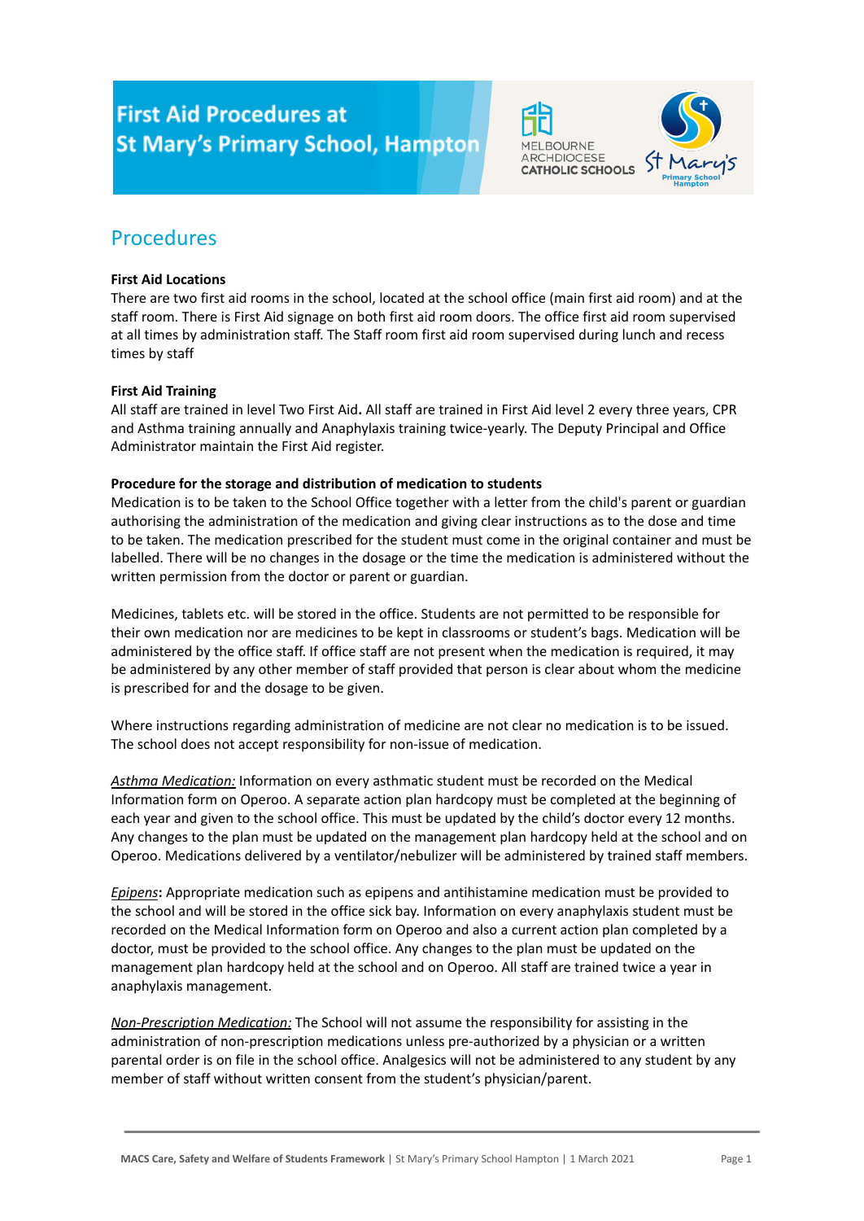# First Aid Procedures at St Mary's Primary School, Hampton

## Procedures

**First Aid Locations**

There are two first aid rooms in the school, located at the school office (main first aid room) and at the staff room. There is First Aid signage on both first aid room doors. The office first aid room supervised at all times by administration staff. The Staff room first aid room supervised during lunch and recess times by staff

**First Aid Training**

All staff are trained in level Two First Aid**.** All staff are trained in First Aid level 2 every three years, CPR and Asthma training annually and Anaphylaxis training twice-yearly. The Deputy Principal and Office Administrator maintain the First Aid register.

**Procedure for the storage and distribution of medication to students**

Medication is to be taken to the School Office together with a letter from the child's parent or guardian authorising the administration of the medication and giving clear instructions as to the dose and time to be taken. The medication prescribed for the student must come in the original container and must be labelled. There will be no changes in the dosage or the time the medication is administered without the written permission from the doctor or parent or guardian.

Medicines, tablets etc. will be stored in the office. Students are not permitted to be responsible for their own medication nor are medicines to be kept in classrooms or student's bags. Medication will be administered by the office staff. If office staff are not present when the medication is required, it may be administered by any other member of staff provided that person is clear about whom the medicine is prescribed for and the dosage to be given.

Where instructions regarding administration of medicine are not clear no medication is to be issued. The school does not accept responsibility for non-issue of medication.

*Asthma Medication:* Information on every asthmatic student must be recorded on the Medical Information form on Operoo. A separate action plan hardcopy must be completed at the beginning of each year and given to the school office. This must be updated by the child's doctor every 12 months. Any changes to the plan must be updated on the management plan hardcopy held at the school and on Operoo. Medications delivered by a ventilator/nebulizer will be administered by trained staff members.

*Epipens***:** Appropriate medication such as epipens and antihistamine medication must be provided to the school and will be stored in the office sick bay. Information on every anaphylaxis student must be recorded on the Medical Information form on Operoo and also a current action plan completed by a doctor, must be provided to the school office. Any changes to the plan must be updated on the management plan hardcopy held at the school and on Operoo. All staff are trained twice a year in anaphylaxis management.

*Non-Prescription Medication:* The School will not assume the responsibility for assisting in the administration of non-prescription medications unless pre-authorized by a physician or a written parental order is on file in the school office. Analgesics will not be administered to any student by any member of staff without written consent from the student's physician/parent.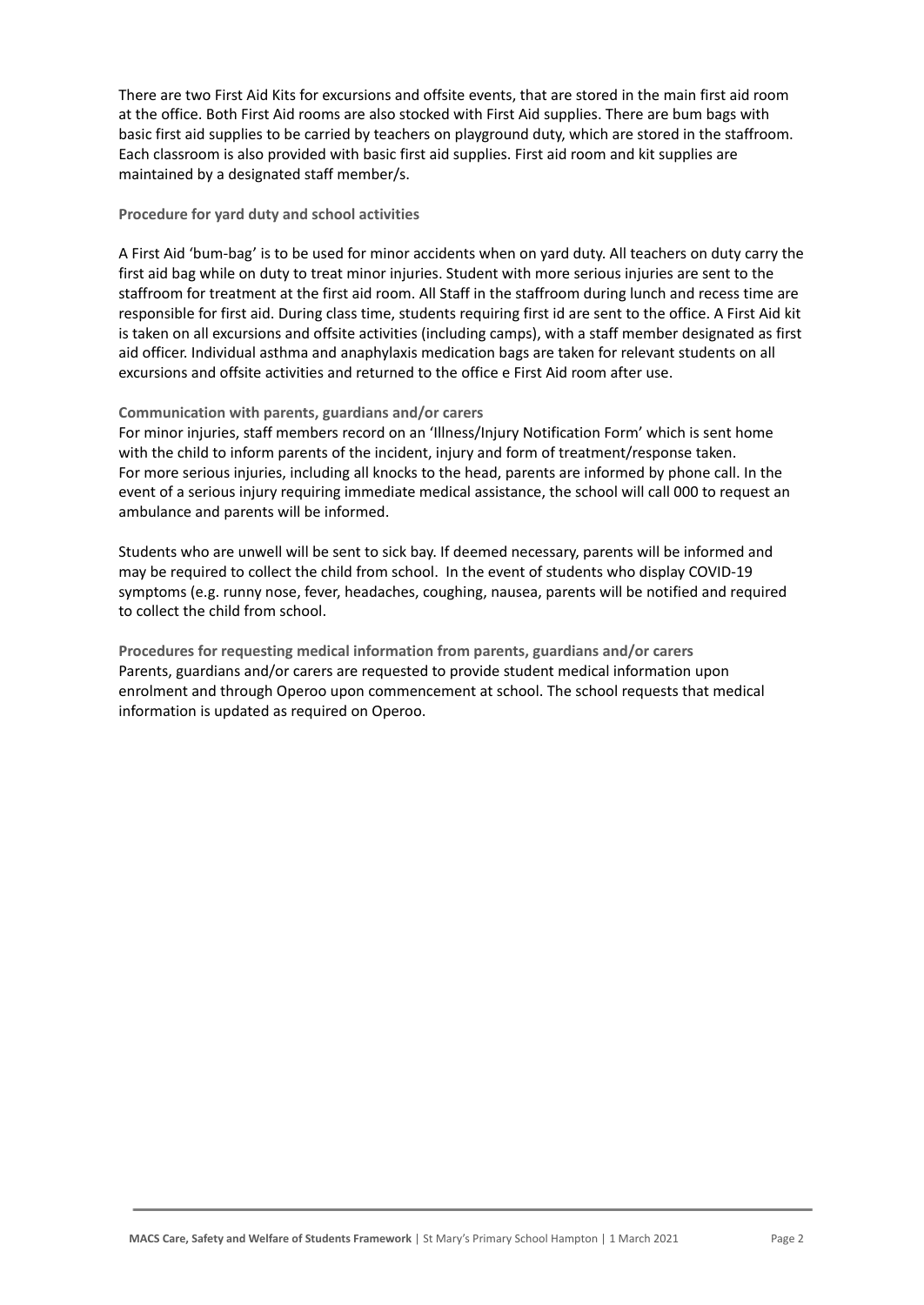There are two First Aid Kits for excursions and offsite events, that are stored in the main first aid room at the office. Both First Aid rooms are also stocked with First Aid supplies. There are bum bags with basic first aid supplies to be carried by teachers on playground duty, which are stored in the staffroom. Each classroom is also provided with basic first aid supplies. First aid room and kit supplies are maintained by a designated staff member/s.

### Procedure for yard duty and school activities

A First Aid 'bum-bag' is to be used for minor accidents when on yard duty. All teachers on duty carry the first aid bag while on duty to treat minor injuries. Student with more serious injuries are sent to the staffroom for treatment at the first aid room. All Staff in the staffroom during lunch and recess time are responsible for first aid. During class time, students requiring first id are sent to the office. A First Aid kit is taken on all excursions and offsite activities (including camps), with a staff member designated as first aid officer. Individual asthma and anaphylaxis medication bags are taken for relevant students on all excursions and offsite activities and returned to the office e First Aid room after use.

### Communication with parents, guardians and/or carers

For minor injuries, staff members record on an 'Illness/Injury Notification Form' which is sent home with the child to inform parents of the incident, injury and form of treatment/response taken. For more serious injuries, including all knocks to the head, parents are informed by phone call. In the event of a serious injury requiring immediate medical assistance, the school will call 000 to request an ambulance and parents will be informed.

Students who are unwell will be sent to sick bay. If deemed necessary, parents will be informed and may be required to collect the child from school. In the event of students who display COVID-19 symptoms (e.g. runny nose, fever, headaches, coughing, nausea, parents will be notified and required to collect the child from school.

### Procedures for requesting medical information from parents, guardians and/or carers

Parents, guardians and/or carers are requested to provide student medical information upon enrolment and through Operoo upon commencement at school. The school requests that medical information is updated as required on Operoo.